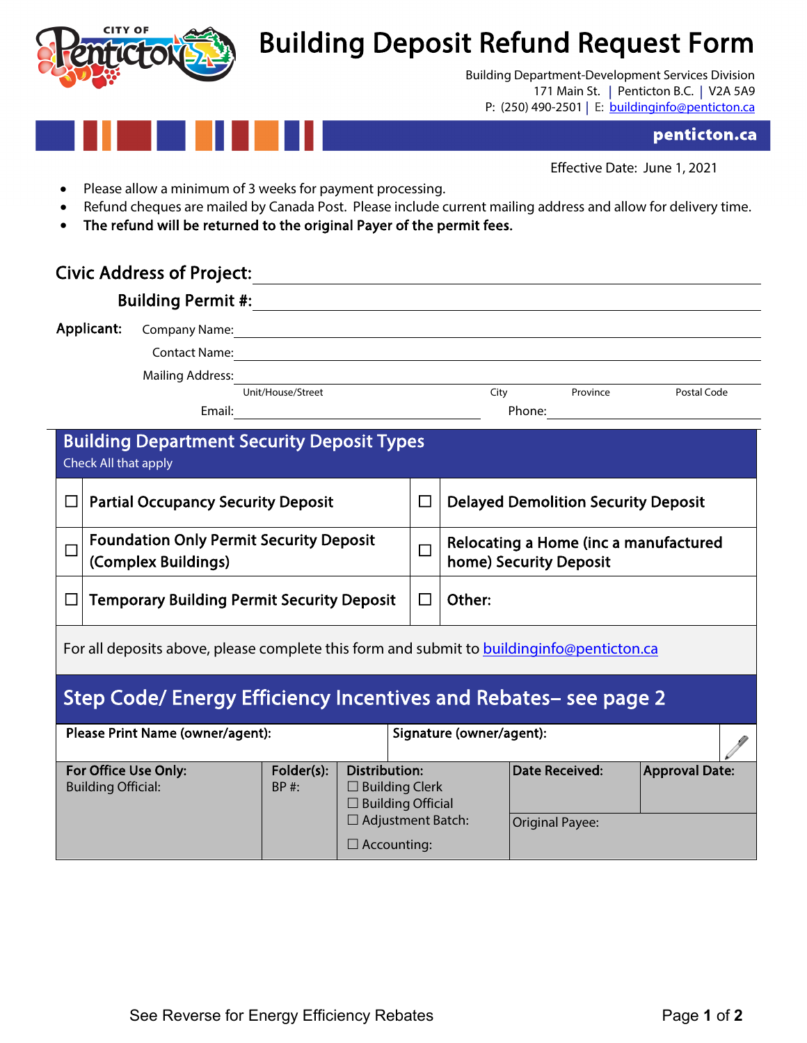# Building Deposit Refund Request Form

Building Department-Development Services Division
171 Main St. | Penticton B.C. | V2A 5A9
P: (250) 490-2501 | E: buildinginfo@penticton.ca

**penticton.ca**

Effective Date: June 1, 2021

- Please allow a minimum of 3 weeks for payment processing.
- Refund cheques are mailed by Canada Post. Please include current mailing address and allow for delivery time.
- **The refund will be returned to the original Payer of the permit fees.**

**Civic Address of Project:** ______________________________

**Building Permit #:** ______________________________

**Applicant:**

Company Name: ______________________________

Contact Name: ______________________________

Mailing Address: ______________________________
Unit/House/Street | City | Province | Postal Code

Email: ______________________ Phone: ______________________

## Building Department Security Deposit Types

Check All that apply

| | | | |
|---|---|---|---|
| ☐ | **Partial Occupancy Security Deposit** | ☐ | **Delayed Demolition Security Deposit** |
| ☐ | **Foundation Only Permit Security Deposit (Complex Buildings)** | ☐ | **Relocating a Home (inc a manufactured home) Security Deposit** |
| ☐ | **Temporary Building Permit Security Deposit** | ☐ | **Other:** |

For all deposits above, please complete this form and submit to buildinginfo@penticton.ca

## Step Code/ Energy Efficiency Incentives and Rebates– see page 2

| **Please Print Name (owner/agent):** | **Signature (owner/agent):** |
|---|---|
| | |

| **For Office Use Only:** Building Official: | **Folder(s):** BP #: | **Distribution:** ☐ Building Clerk ☐ Building Official ☐ Adjustment Batch: ☐ Accounting: | **Date Received:** | **Approval Date:** |
|---|---|---|---|---|
| | | | Original Payee: | |

See Reverse for Energy Efficiency Rebates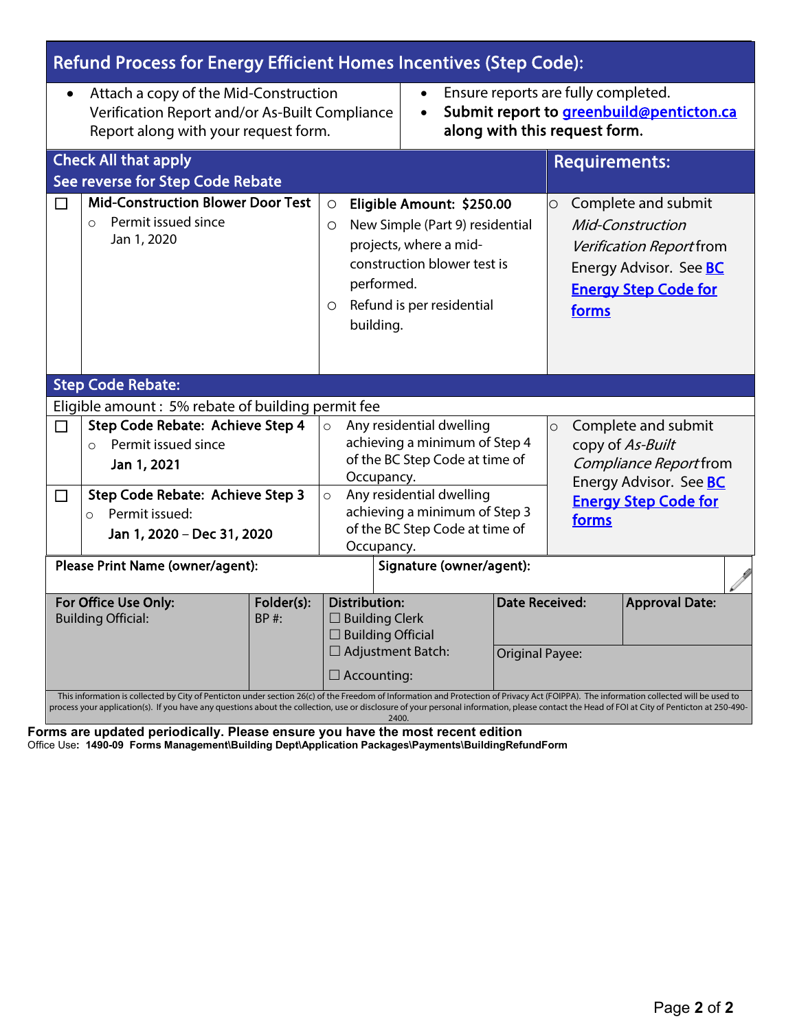## Refund Process for Energy Efficient Homes Incentives (Step Code):

- Attach a copy of the Mid-Construction Verification Report and/or As-Built Compliance Report along with your request form.
- Ensure reports are fully completed.
- **Submit report to greenbuild@penticton.ca along with this request form.**

| Check All that apply<br>See reverse for Step Code Rebate | | | Requirements: |
|---|---|---|---|
| ☐ | **Mid-Construction Blower Door Test**<br>○ Permit issued since Jan 1, 2020 | ○ **Eligible Amount: $250.00**<br>○ New Simple (Part 9) residential projects, where a mid-construction blower test is performed.<br>○ Refund is per residential building. | ○ Complete and submit *Mid-Construction Verification Report* from Energy Advisor. See BC Energy Step Code for forms |
| **Step Code Rebate:** | | | |
| Eligible amount : 5% rebate of building permit fee | | | |
| ☐ | **Step Code Rebate: Achieve Step 4**<br>○ Permit issued since **Jan 1, 2021** | ○ Any residential dwelling achieving a minimum of Step 4 of the BC Step Code at time of Occupancy. | ○ Complete and submit copy of *As-Built Compliance Report* from Energy Advisor. See BC Energy Step Code for forms |
| ☐ | **Step Code Rebate: Achieve Step 3**<br>○ Permit issued: **Jan 1, 2020 – Dec 31, 2020** | ○ Any residential dwelling achieving a minimum of Step 3 of the BC Step Code at time of Occupancy. | |

| **Please Print Name (owner/agent):** | **Signature (owner/agent):** |
|---|---|
| | |

| **For Office Use Only:**<br>Building Official: | **Folder(s):**<br>BP #: | **Distribution:**<br>☐ Building Clerk<br>☐ Building Official<br>☐ Adjustment Batch:<br>☐ Accounting: | **Date Received:** | **Approval Date:** |
|---|---|---|---|---|
| | | | Original Payee: | |

This information is collected by City of Penticton under section 26(c) of the Freedom of Information and Protection of Privacy Act (FOIPPA). The information collected will be used to process your application(s). If you have any questions about the collection, use or disclosure of your personal information, please contact the Head of FOI at City of Penticton at 250-490-2400.

**Forms are updated periodically. Please ensure you have the most recent edition**

Office Use**: 1490-09 Forms Management\Building Dept\Application Packages\Payments\BuildingRefundForm**